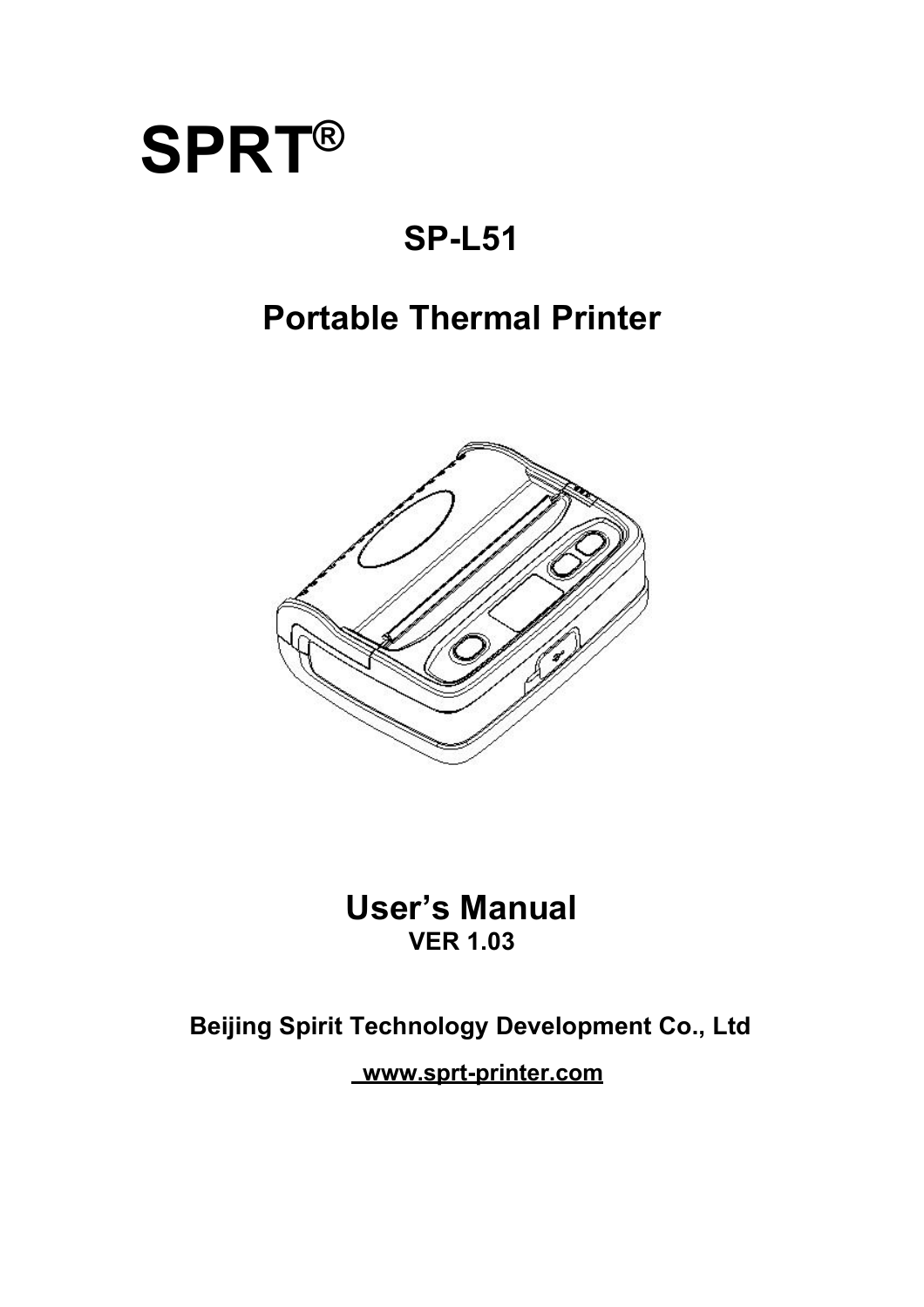# SPRT®

## SP-L51

## Portable Thermal Printer

## User's Manual

**VER 1.03**

**Beijing Spirit Technology Development Co., Ltd**

**www.sprt-printer.com**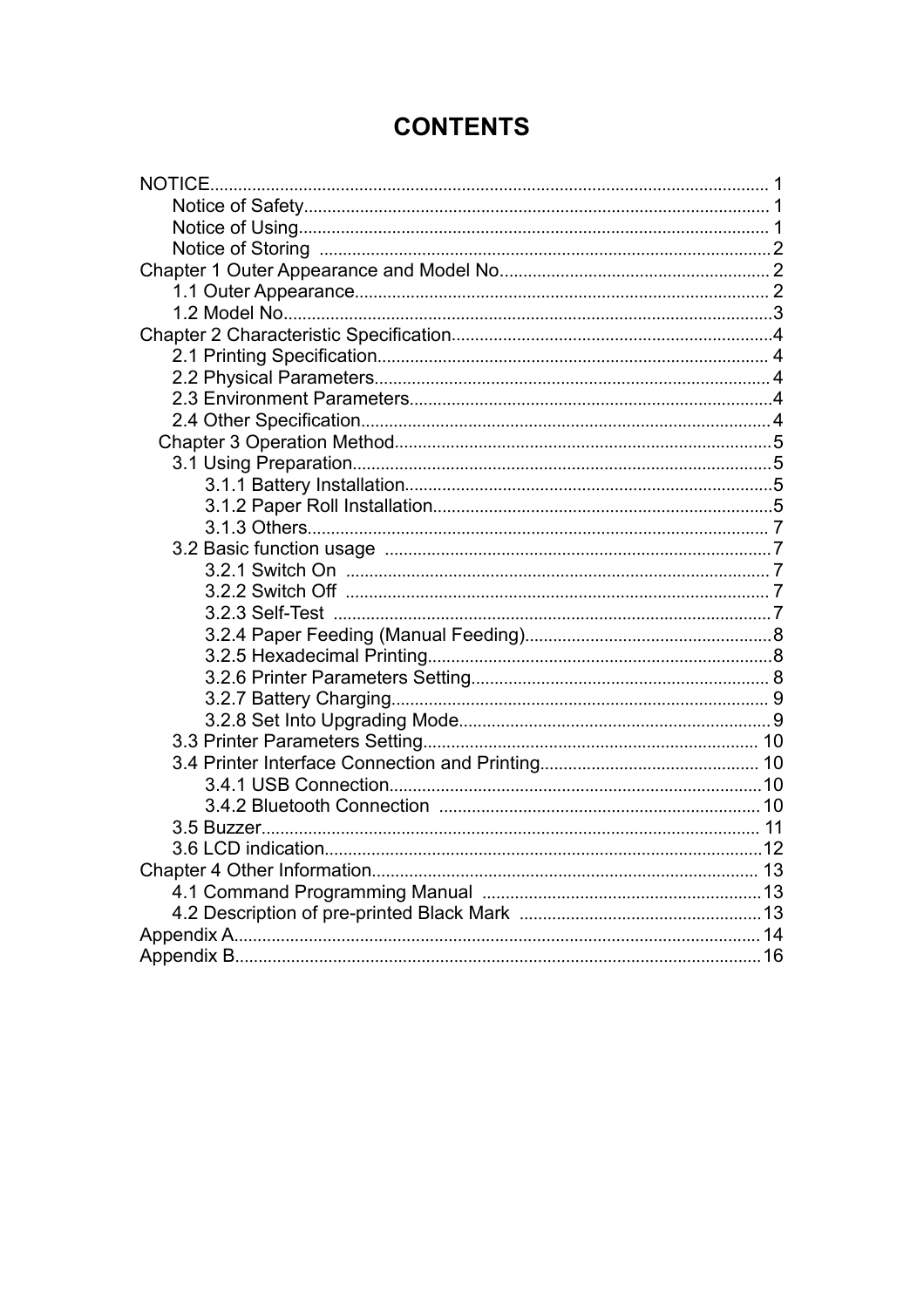# CONTENTS

NOTICE........................................................................................................................ 1
- Notice of Safety.................................................................................................. 1
- Notice of Using.................................................................................................... 1
- Notice of Storing ................................................................................................ 2

Chapter 1 Outer Appearance and Model No.......................................................... 2
- 1.1 Outer Appearance........................................................................................ 2
- 1.2 Model No........................................................................................................ 3

Chapter 2 Characteristic Specification..................................................................... 4
- 2.1 Printing Specification.................................................................................... 4
- 2.2 Physical Parameters..................................................................................... 4
- 2.3 Environment Parameters.............................................................................. 4
- 2.4 Other Specification........................................................................................ 4

Chapter 3 Operation Method...................................................................................... 5
- 3.1 Using Preparation.......................................................................................... 5
  - 3.1.1 Battery Installation................................................................................ 5
  - 3.1.2 Paper Roll Installation........................................................................... 5
  - 3.1.3 Others.................................................................................................... 7
- 3.2 Basic function usage ................................................................................... 7
  - 3.2.1 Switch On ............................................................................................ 7
  - 3.2.2 Switch Off ............................................................................................ 7
  - 3.2.3 Self-Test .............................................................................................. 7
  - 3.2.4 Paper Feeding (Manual Feeding)..................................................... 8
  - 3.2.5 Hexadecimal Printing.......................................................................... 8
  - 3.2.6 Printer Parameters Setting................................................................. 8
  - 3.2.7 Battery Charging.................................................................................. 9
  - 3.2.8 Set Into Upgrading Mode.................................................................... 9
- 3.3 Printer Parameters Setting........................................................................ 10
- 3.4 Printer Interface Connection and Printing............................................... 10
  - 3.4.1 USB Connection................................................................................ 10
  - 3.4.2 Bluetooth Connection ..................................................................... 10
- 3.5 Buzzer.......................................................................................................... 11
- 3.6 LCD indication............................................................................................. 12

Chapter 4 Other Information................................................................................... 13
- 4.1 Command Programming Manual ............................................................ 13
- 4.2 Description of pre-printed Black Mark .................................................... 13

Appendix A................................................................................................................. 14

Appendix B................................................................................................................. 16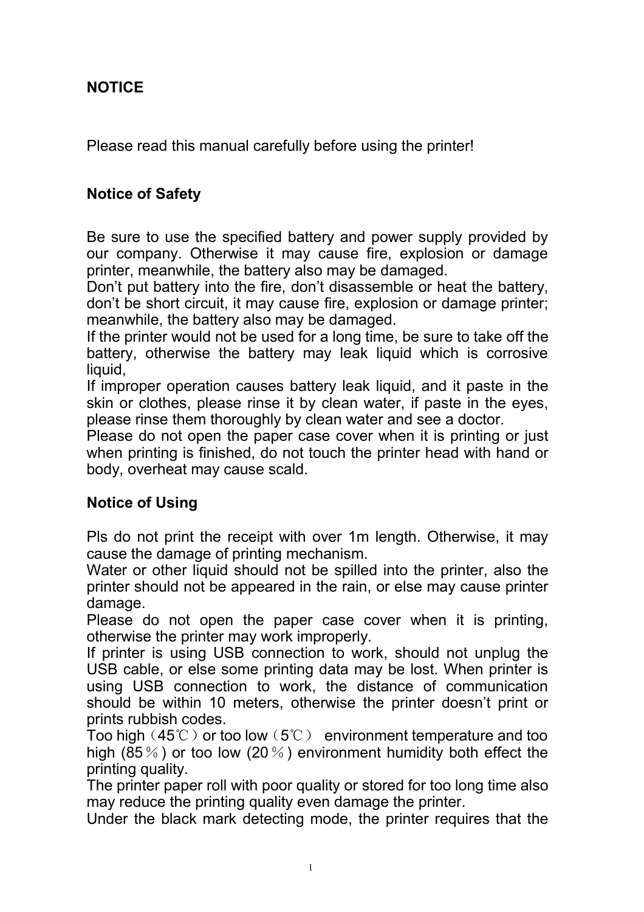## NOTICE

Please read this manual carefully before using the printer!

### Notice of Safety

Be sure to use the specified battery and power supply provided by our company. Otherwise it may cause fire, explosion or damage printer, meanwhile, the battery also may be damaged.

Don't put battery into the fire, don't disassemble or heat the battery, don't be short circuit, it may cause fire, explosion or damage printer; meanwhile, the battery also may be damaged.

If the printer would not be used for a long time, be sure to take off the battery, otherwise the battery may leak liquid which is corrosive liquid,

If improper operation causes battery leak liquid, and it paste in the skin or clothes, please rinse it by clean water, if paste in the eyes, please rinse them thoroughly by clean water and see a doctor.

Please do not open the paper case cover when it is printing or just when printing is finished, do not touch the printer head with hand or body, overheat may cause scald.

### Notice of Using

Pls do not print the receipt with over 1m length. Otherwise, it may cause the damage of printing mechanism.

Water or other liquid should not be spilled into the printer, also the printer should not be appeared in the rain, or else may cause printer damage.

Please do not open the paper case cover when it is printing, otherwise the printer may work improperly.

If printer is using USB connection to work, should not unplug the USB cable, or else some printing data may be lost. When printer is using USB connection to work, the distance of communication should be within 10 meters, otherwise the printer doesn't print or prints rubbish codes.

Too high（45℃）or too low（5℃） environment temperature and too high (85％) or too low (20％) environment humidity both effect the printing quality.

The printer paper roll with poor quality or stored for too long time also may reduce the printing quality even damage the printer.

Under the black mark detecting mode, the printer requires that the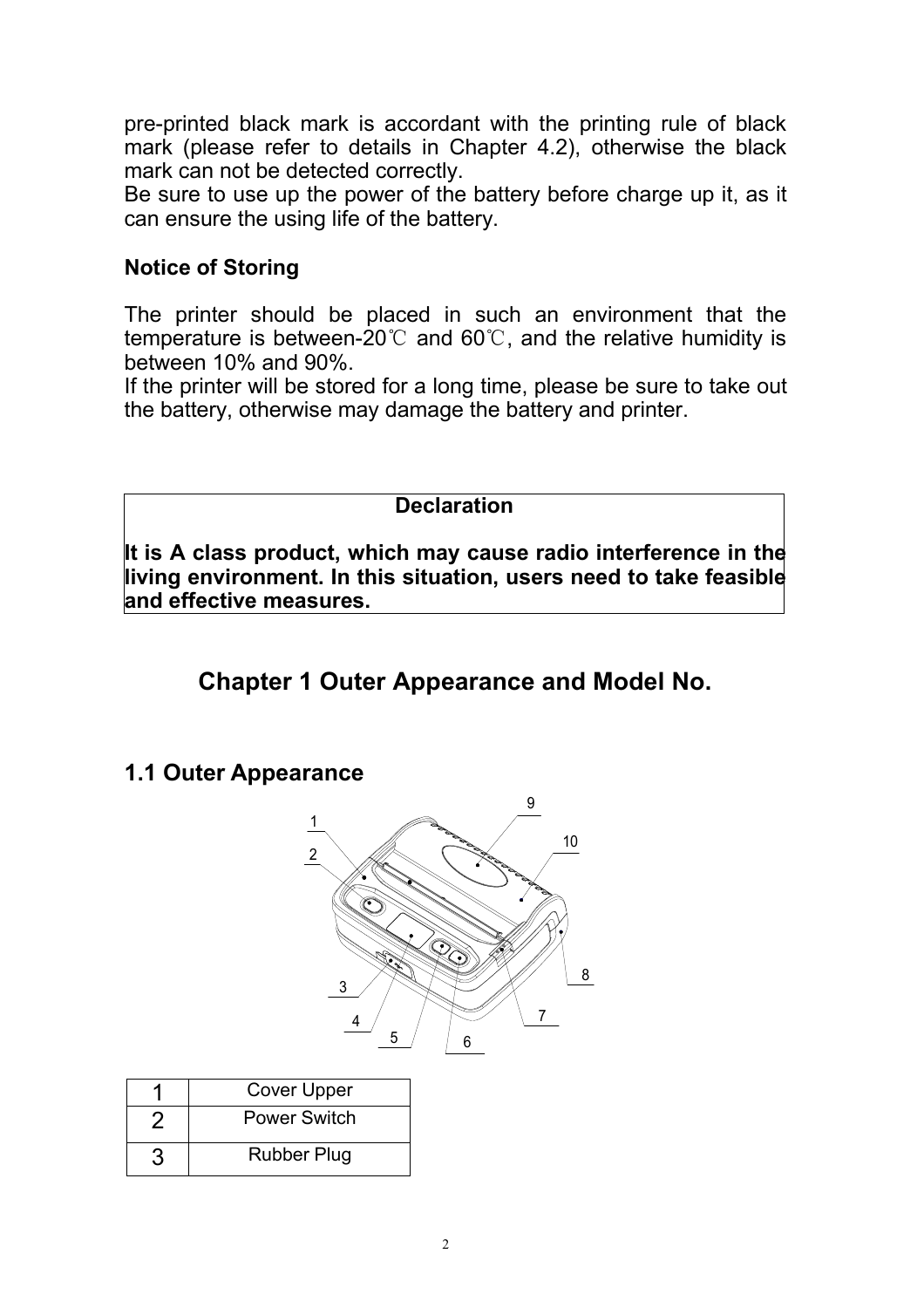pre-printed black mark is accordant with the printing rule of black mark (please refer to details in Chapter 4.2), otherwise the black mark can not be detected correctly.
Be sure to use up the power of the battery before charge up it, as it can ensure the using life of the battery.

**Notice of Storing**

The printer should be placed in such an environment that the temperature is between-20℃ and 60℃, and the relative humidity is between 10% and 90%.
If the printer will be stored for a long time, please be sure to take out the battery, otherwise may damage the battery and printer.

| **Declaration** |
|---|
| **It is A class product, which may cause radio interference in the living environment. In this situation, users need to take feasible and effective measures.** |

# Chapter 1 Outer Appearance and Model No.

## 1.1 Outer Appearance

| 1 | Cover Upper |
|---|---|
| 2 | Power Switch |
| 3 | Rubber Plug |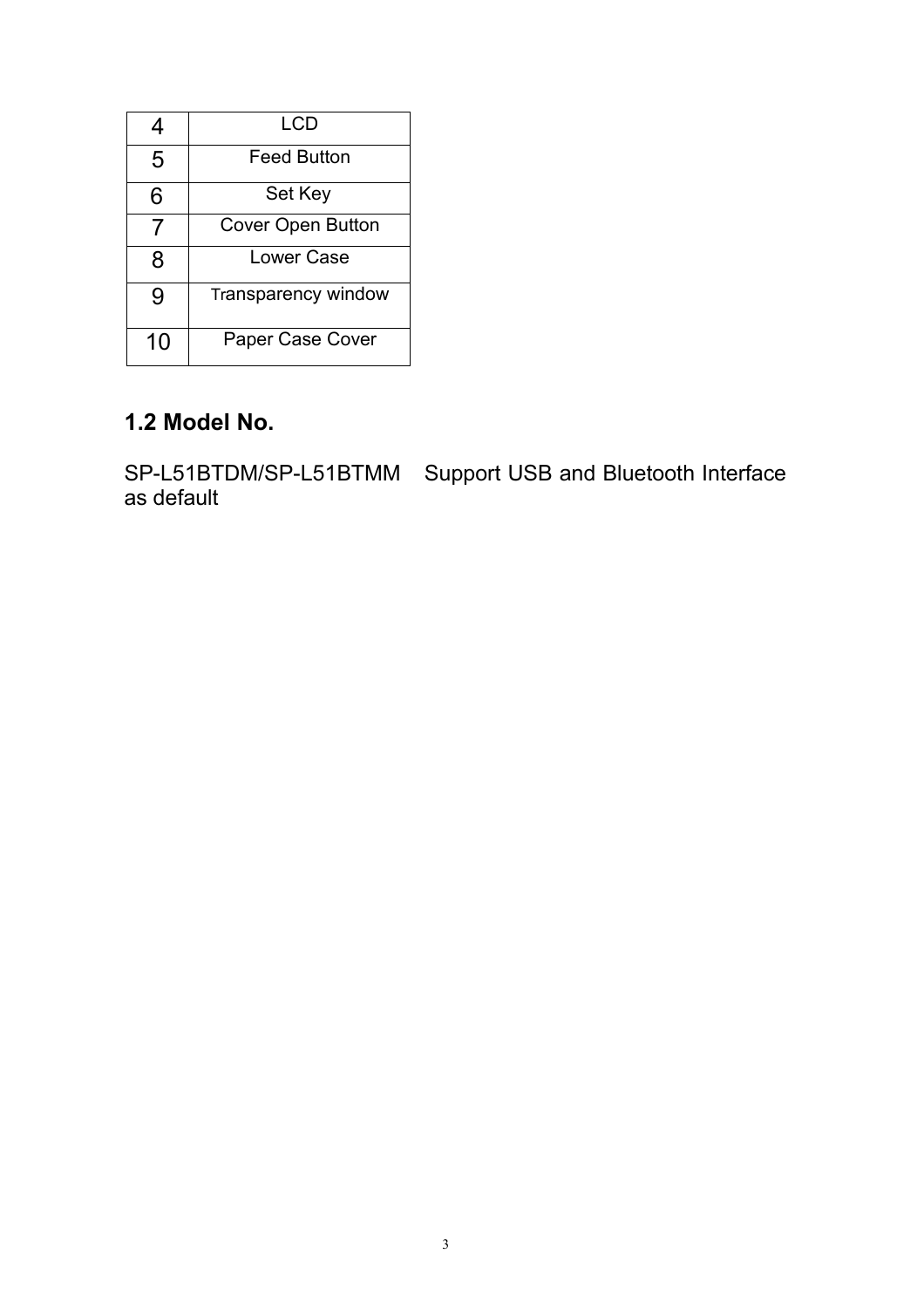| 4 | LCD |
|---|---|
| 5 | Feed Button |
| 6 | Set Key |
| 7 | Cover Open Button |
| 8 | Lower Case |
| 9 | Transparency window |
| 10 | Paper Case Cover |

## 1.2 Model No.

SP-L51BTDM/SP-L51BTMM  Support USB and Bluetooth Interface as default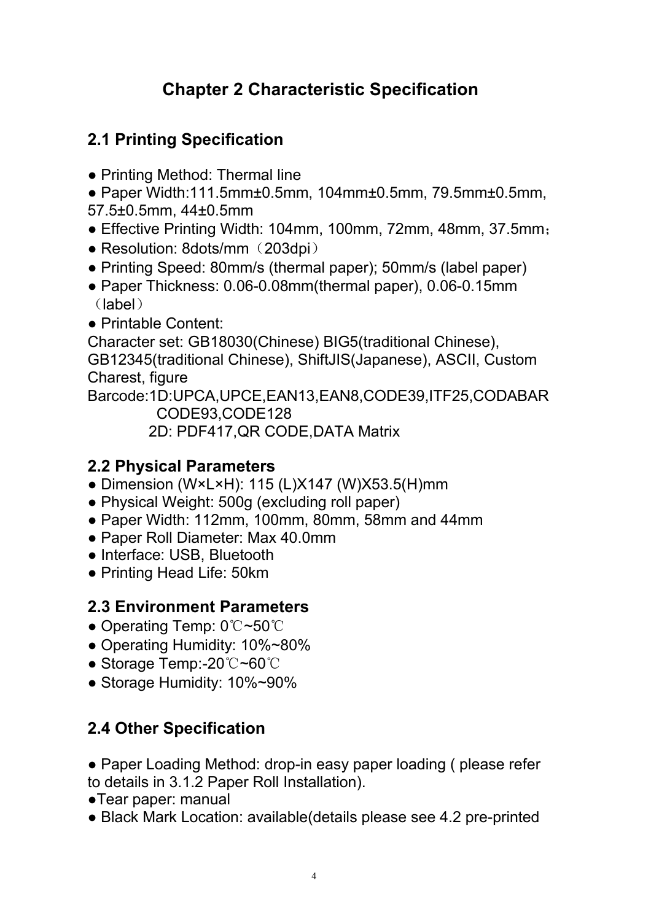# Chapter 2 Characteristic Specification

## 2.1 Printing Specification

- Printing Method: Thermal line
- Paper Width:111.5mm±0.5mm, 104mm±0.5mm, 79.5mm±0.5mm, 57.5±0.5mm, 44±0.5mm
- Effective Printing Width: 104mm, 100mm, 72mm, 48mm, 37.5mm；
- Resolution: 8dots/mm（203dpi）
- Printing Speed: 80mm/s (thermal paper); 50mm/s (label paper)
- Paper Thickness: 0.06-0.08mm(thermal paper), 0.06-0.15mm（label）
- Printable Content:

Character set: GB18030(Chinese) BIG5(traditional Chinese), GB12345(traditional Chinese), ShiftJIS(Japanese), ASCII, Custom Charest, figure

Barcode:1D:UPCA,UPCE,EAN13,EAN8,CODE39,ITF25,CODABAR CODE93,CODE128

2D: PDF417,QR CODE,DATA Matrix

## 2.2 Physical Parameters

- Dimension (W×L×H): 115 (L)X147 (W)X53.5(H)mm
- Physical Weight: 500g (excluding roll paper)
- Paper Width: 112mm, 100mm, 80mm, 58mm and 44mm
- Paper Roll Diameter: Max 40.0mm
- Interface: USB, Bluetooth
- Printing Head Life: 50km

## 2.3 Environment Parameters

- Operating Temp: 0℃~50℃
- Operating Humidity: 10%~80%
- Storage Temp:-20℃~60℃
- Storage Humidity: 10%~90%

## 2.4 Other Specification

- Paper Loading Method: drop-in easy paper loading ( please refer to details in 3.1.2 Paper Roll Installation).
- Tear paper: manual
- Black Mark Location: available(details please see 4.2 pre-printed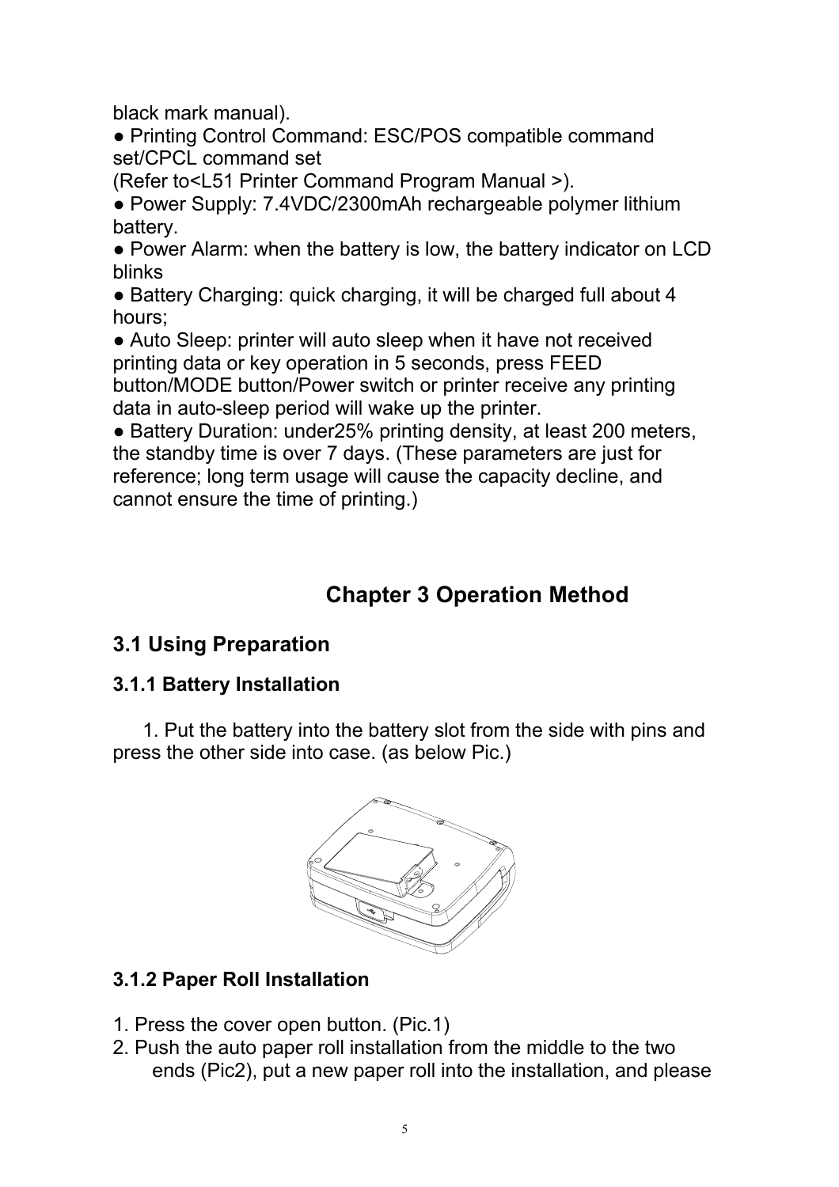black mark manual).

● Printing Control Command: ESC/POS compatible command set/CPCL command set
(Refer to<L51 Printer Command Program Manual >).

● Power Supply: 7.4VDC/2300mAh rechargeable polymer lithium battery.

● Power Alarm: when the battery is low, the battery indicator on LCD blinks

● Battery Charging: quick charging, it will be charged full about 4 hours;

● Auto Sleep: printer will auto sleep when it have not received printing data or key operation in 5 seconds, press FEED button/MODE button/Power switch or printer receive any printing data in auto-sleep period will wake up the printer.

● Battery Duration: under25% printing density, at least 200 meters, the standby time is over 7 days. (These parameters are just for reference; long term usage will cause the capacity decline, and cannot ensure the time of printing.)

# Chapter 3 Operation Method

## 3.1 Using Preparation

### 3.1.1 Battery Installation

1. Put the battery into the battery slot from the side with pins and press the other side into case. (as below Pic.)

### 3.1.2 Paper Roll Installation

1. Press the cover open button. (Pic.1)
2. Push the auto paper roll installation from the middle to the two ends (Pic2), put a new paper roll into the installation, and please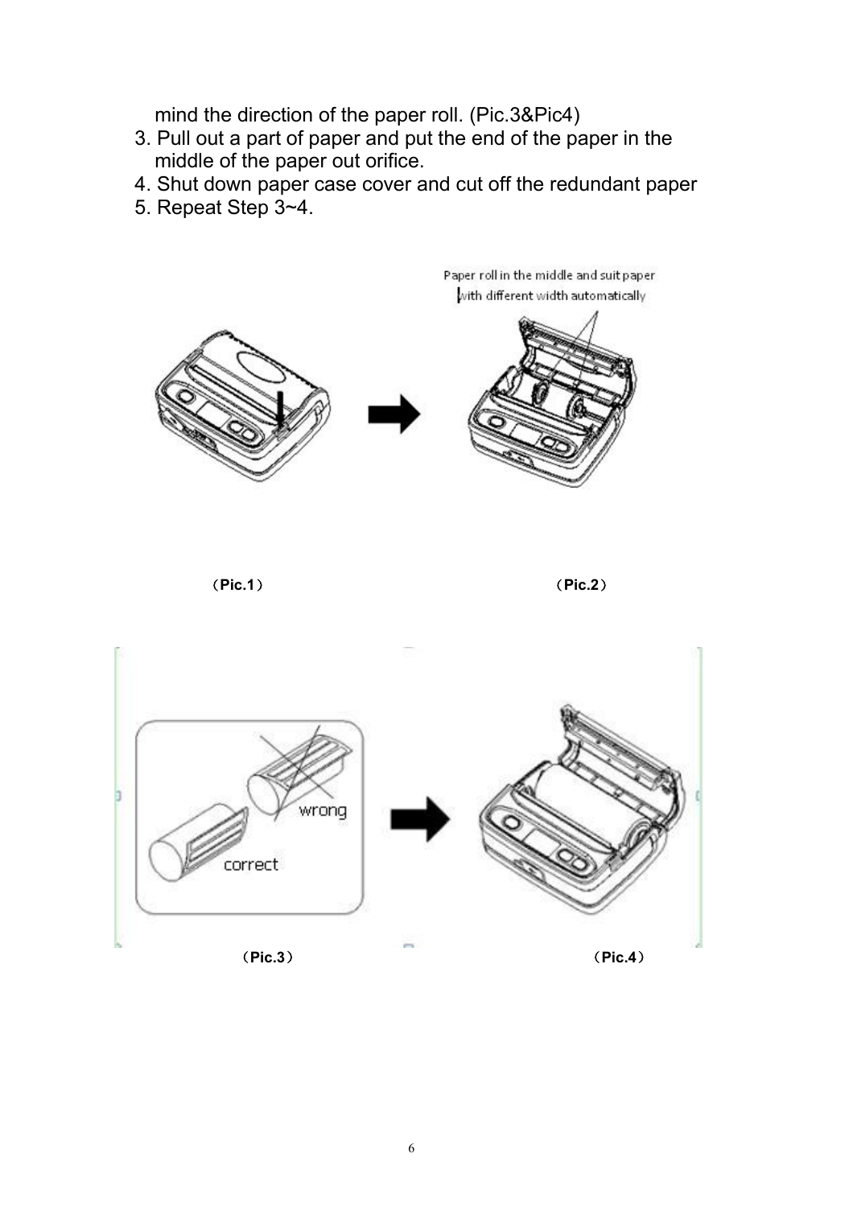mind the direction of the paper roll. (Pic.3&Pic4)

3. Pull out a part of paper and put the end of the paper in the middle of the paper out orifice.
4. Shut down paper case cover and cut off the redundant paper
5. Repeat Step 3~4.

Paper roll in the middle and suit paper with different width automatically

（Pic.1）

（Pic.2）

wrong

correct

（Pic.3）

（Pic.4）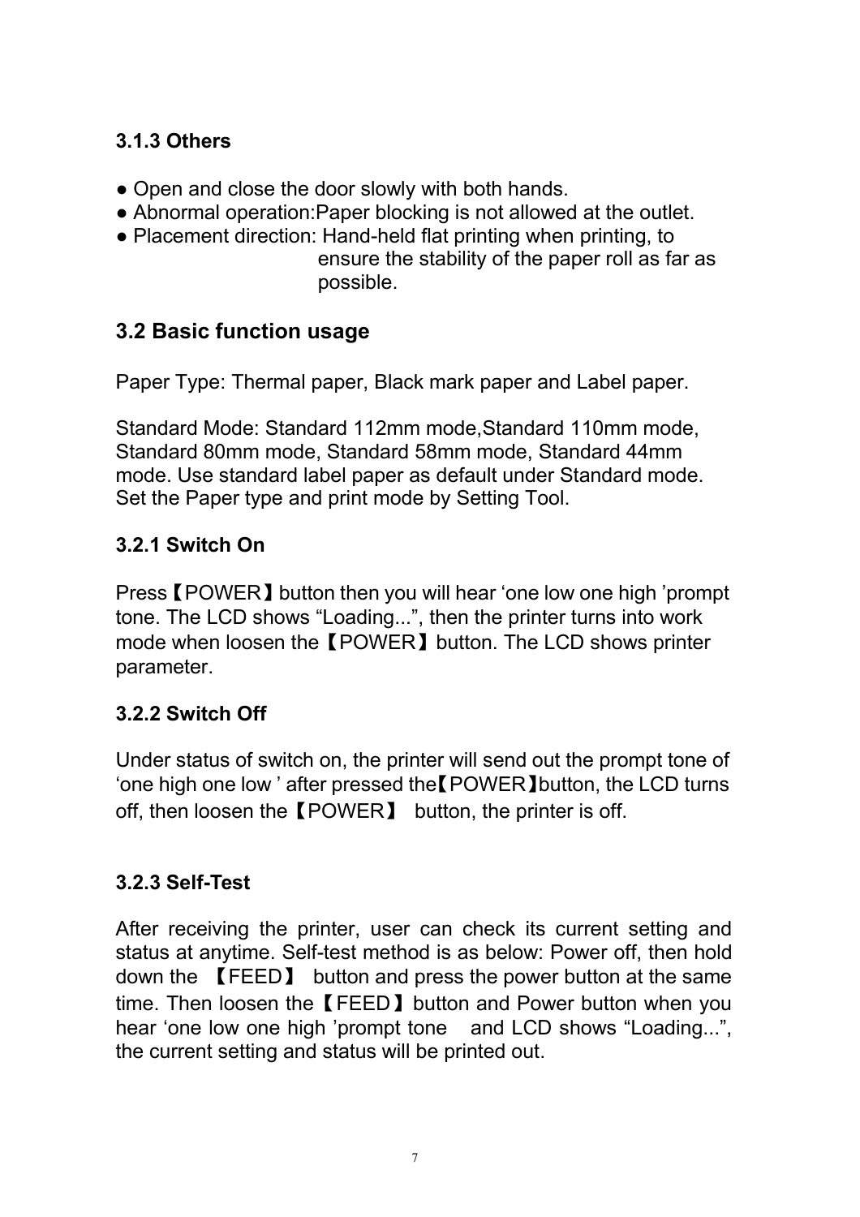### 3.1.3 Others

- Open and close the door slowly with both hands.
- Abnormal operation:Paper blocking is not allowed at the outlet.
- Placement direction: Hand-held flat printing when printing, to ensure the stability of the paper roll as far as possible.

## 3.2 Basic function usage

Paper Type: Thermal paper, Black mark paper and Label paper.

Standard Mode: Standard 112mm mode,Standard 110mm mode, Standard 80mm mode, Standard 58mm mode, Standard 44mm mode. Use standard label paper as default under Standard mode. Set the Paper type and print mode by Setting Tool.

### 3.2.1 Switch On

Press【POWER】button then you will hear 'one low one high 'prompt tone. The LCD shows "Loading...", then the printer turns into work mode when loosen the【POWER】button. The LCD shows printer parameter.

### 3.2.2 Switch Off

Under status of switch on, the printer will send out the prompt tone of 'one high one low ' after pressed the【POWER】button, the LCD turns off, then loosen the【POWER】 button, the printer is off.

### 3.2.3 Self-Test

After receiving the printer, user can check its current setting and status at anytime. Self-test method is as below: Power off, then hold down the 【FEED】 button and press the power button at the same time. Then loosen the【FEED】button and Power button when you hear 'one low one high 'prompt tone and LCD shows "Loading...", the current setting and status will be printed out.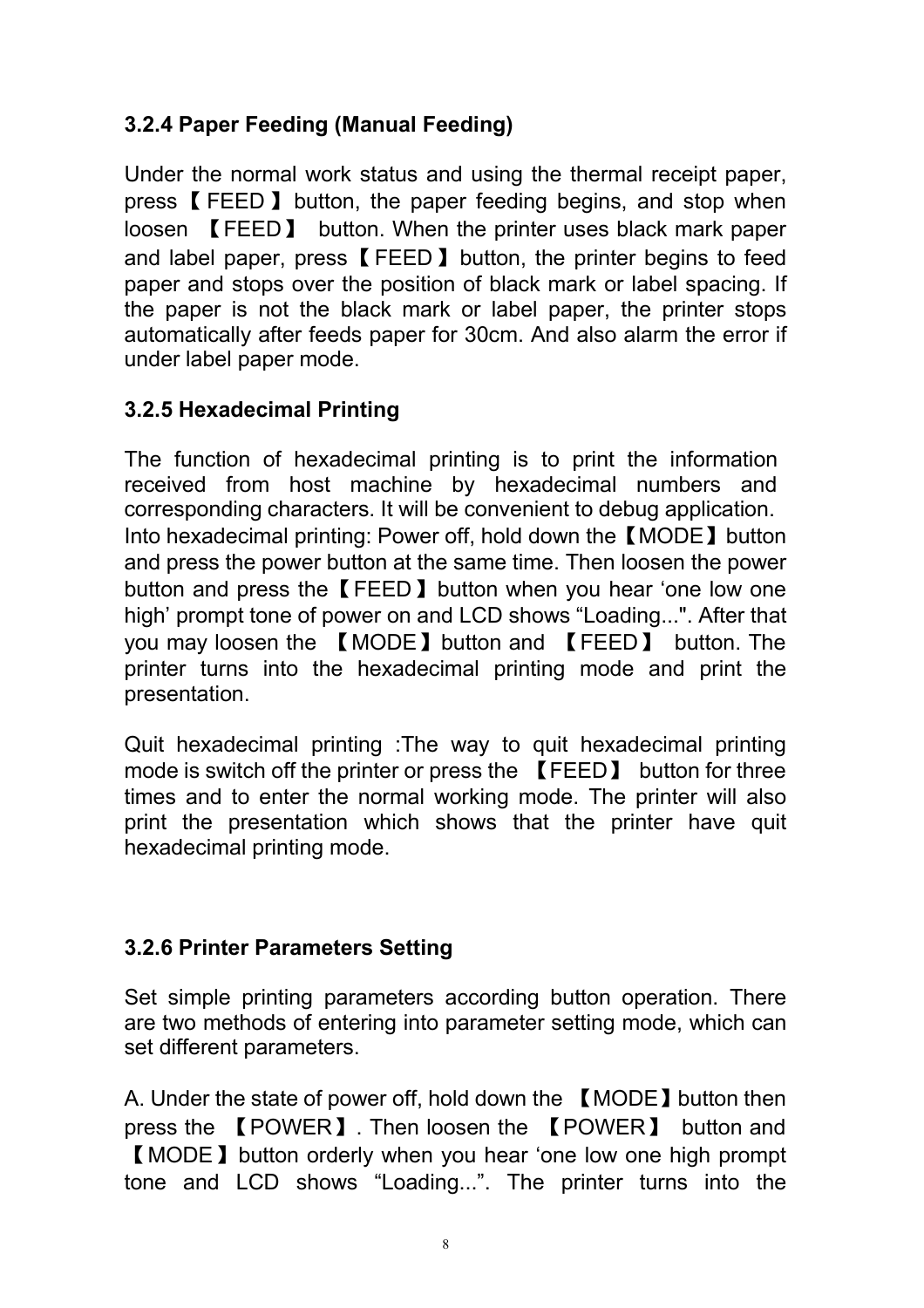### 3.2.4 Paper Feeding (Manual Feeding)

Under the normal work status and using the thermal receipt paper, press【FEED】button, the paper feeding begins, and stop when loosen 【FEED】 button. When the printer uses black mark paper and label paper, press【FEED】button, the printer begins to feed paper and stops over the position of black mark or label spacing. If the paper is not the black mark or label paper, the printer stops automatically after feeds paper for 30cm. And also alarm the error if under label paper mode.

### 3.2.5 Hexadecimal Printing

The function of hexadecimal printing is to print the information received from host machine by hexadecimal numbers and corresponding characters. It will be convenient to debug application. Into hexadecimal printing: Power off, hold down the【MODE】button and press the power button at the same time. Then loosen the power button and press the【FEED】button when you hear 'one low one high' prompt tone of power on and LCD shows "Loading...". After that you may loosen the 【MODE】button and 【FEED】 button. The printer turns into the hexadecimal printing mode and print the presentation.

Quit hexadecimal printing :The way to quit hexadecimal printing mode is switch off the printer or press the 【FEED】 button for three times and to enter the normal working mode. The printer will also print the presentation which shows that the printer have quit hexadecimal printing mode.

### 3.2.6 Printer Parameters Setting

Set simple printing parameters according button operation. There are two methods of entering into parameter setting mode, which can set different parameters.

A. Under the state of power off, hold down the 【MODE】button then press the 【POWER】. Then loosen the 【POWER】 button and 【MODE】button orderly when you hear 'one low one high prompt tone and LCD shows "Loading...". The printer turns into the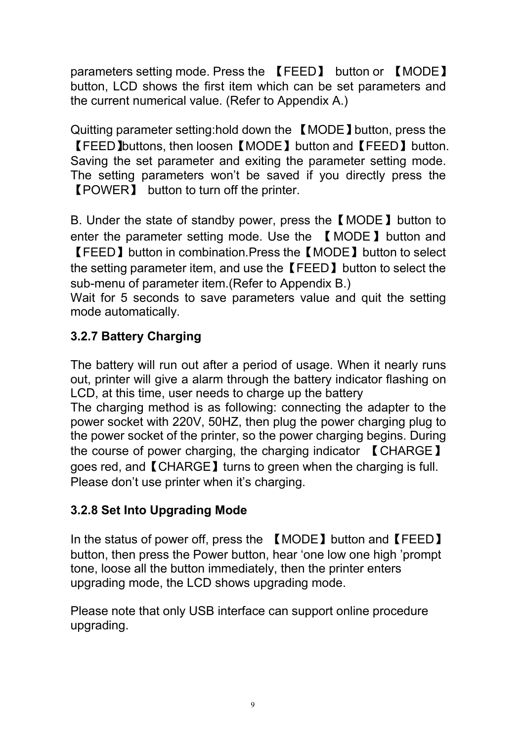parameters setting mode. Press the 【FEED】 button or 【MODE】 button, LCD shows the first item which can be set parameters and the current numerical value. (Refer to Appendix A.)

Quitting parameter setting:hold down the 【MODE】button, press the 【FEED】buttons, then loosen【MODE】button and【FEED】button. Saving the set parameter and exiting the parameter setting mode. The setting parameters won't be saved if you directly press the 【POWER】 button to turn off the printer.

B. Under the state of standby power, press the【MODE】button to enter the parameter setting mode. Use the 【MODE】button and 【FEED】button in combination.Press the【MODE】button to select the setting parameter item, and use the【FEED】button to select the sub-menu of parameter item.(Refer to Appendix B.)
Wait for 5 seconds to save parameters value and quit the setting mode automatically.

### 3.2.7 Battery Charging

The battery will run out after a period of usage. When it nearly runs out, printer will give a alarm through the battery indicator flashing on LCD, at this time, user needs to charge up the battery
The charging method is as following: connecting the adapter to the power socket with 220V, 50HZ, then plug the power charging plug to the power socket of the printer, so the power charging begins. During the course of power charging, the charging indicator 【CHARGE】 goes red, and【CHARGE】turns to green when the charging is full.
Please don't use printer when it's charging.

### 3.2.8 Set Into Upgrading Mode

In the status of power off, press the 【MODE】button and【FEED】 button, then press the Power button, hear 'one low one high 'prompt tone, loose all the button immediately, then the printer enters upgrading mode, the LCD shows upgrading mode.

Please note that only USB interface can support online procedure upgrading.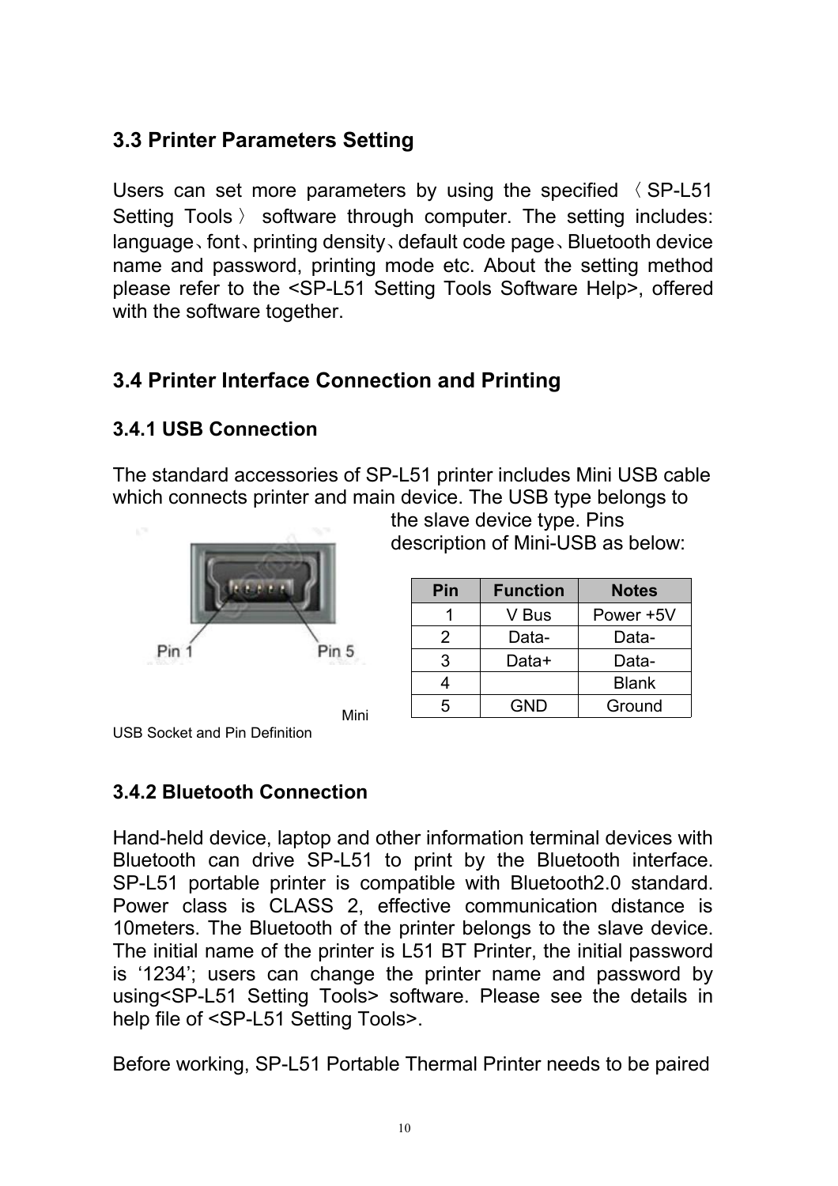### 3.3 Printer Parameters Setting

Users can set more parameters by using the specified 〈SP-L51 Setting Tools〉 software through computer. The setting includes: language、font、printing density、default code page、Bluetooth device name and password, printing mode etc. About the setting method please refer to the <SP-L51 Setting Tools Software Help>, offered with the software together.

### 3.4 Printer Interface Connection and Printing

#### 3.4.1 USB Connection

The standard accessories of SP-L51 printer includes Mini USB cable which connects printer and main device. The USB type belongs to the slave device type. Pins description of Mini-USB as below:

| Pin | Function | Notes |
|---|---|---|
| 1 | V Bus | Power +5V |
| 2 | Data- | Data- |
| 3 | Data+ | Data- |
| 4 | | Blank |
| 5 | GND | Ground |

Mini USB Socket and Pin Definition

#### 3.4.2 Bluetooth Connection

Hand-held device, laptop and other information terminal devices with Bluetooth can drive SP-L51 to print by the Bluetooth interface. SP-L51 portable printer is compatible with Bluetooth2.0 standard. Power class is CLASS 2, effective communication distance is 10meters. The Bluetooth of the printer belongs to the slave device. The initial name of the printer is L51 BT Printer, the initial password is '1234'; users can change the printer name and password by using<SP-L51 Setting Tools> software. Please see the details in help file of <SP-L51 Setting Tools>.

Before working, SP-L51 Portable Thermal Printer needs to be paired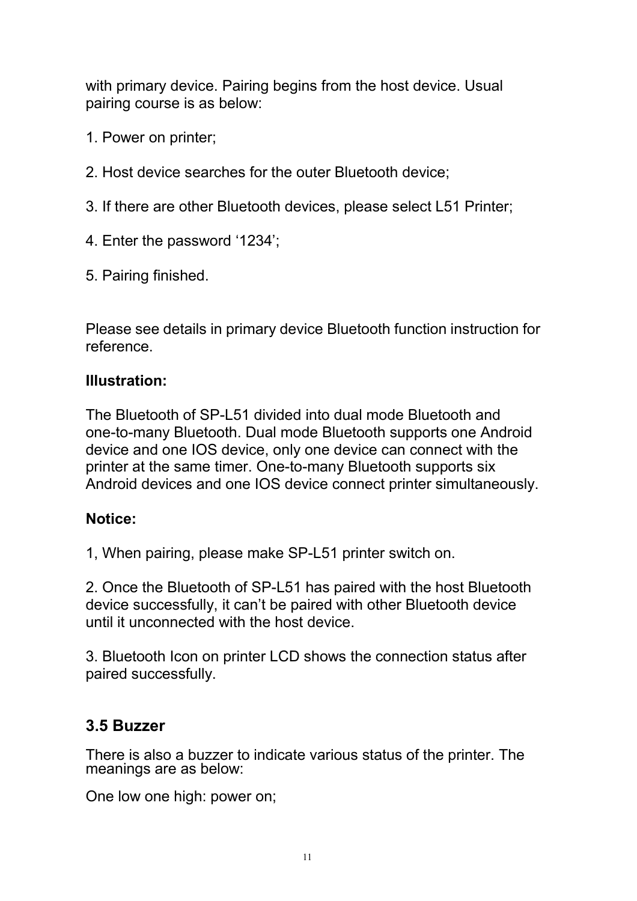with primary device. Pairing begins from the host device. Usual pairing course is as below:

1. Power on printer;

2. Host device searches for the outer Bluetooth device;

3. If there are other Bluetooth devices, please select L51 Printer;

4. Enter the password '1234';

5. Pairing finished.

Please see details in primary device Bluetooth function instruction for reference.

**Illustration:**

The Bluetooth of SP-L51 divided into dual mode Bluetooth and one-to-many Bluetooth. Dual mode Bluetooth supports one Android device and one IOS device, only one device can connect with the printer at the same timer. One-to-many Bluetooth supports six Android devices and one IOS device connect printer simultaneously.

**Notice:**

1, When pairing, please make SP-L51 printer switch on.

2. Once the Bluetooth of SP-L51 has paired with the host Bluetooth device successfully, it can't be paired with other Bluetooth device until it unconnected with the host device.

3. Bluetooth Icon on printer LCD shows the connection status after paired successfully.

## 3.5 Buzzer

There is also a buzzer to indicate various status of the printer. The meanings are as below:

One low one high: power on;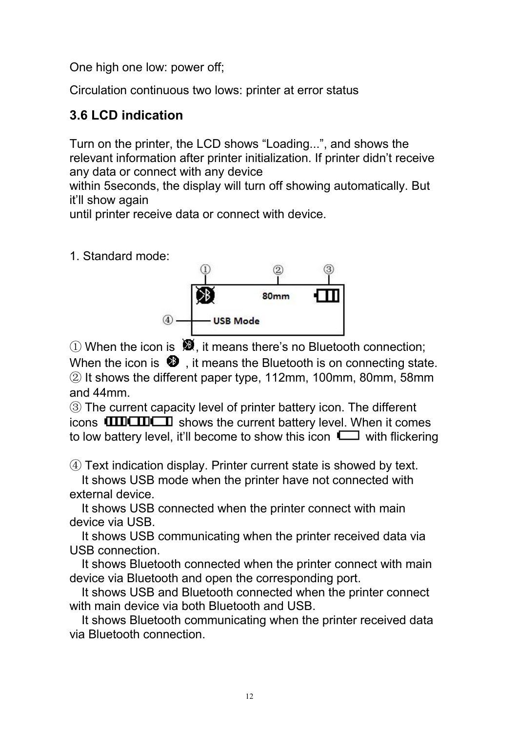One high one low: power off;

Circulation continuous two lows: printer at error status

### 3.6 LCD indication

Turn on the printer, the LCD shows "Loading...", and shows the relevant information after printer initialization. If printer didn't receive any data or connect with any device
within 5seconds, the display will turn off showing automatically. But it'll show again
until printer receive data or connect with device.

1. Standard mode:

① When the icon is , it means there's no Bluetooth connection;
When the icon is , it means the Bluetooth is on connecting state.
② It shows the different paper type, 112mm, 100mm, 80mm, 58mm and 44mm.
③ The current capacity level of printer battery icon. The different icons shows the current battery level. When it comes to low battery level, it'll become to show this icon with flickering

④ Text indication display. Printer current state is showed by text.
It shows USB mode when the printer have not connected with external device.
It shows USB connected when the printer connect with main device via USB.
It shows USB communicating when the printer received data via USB connection.
It shows Bluetooth connected when the printer connect with main device via Bluetooth and open the corresponding port.
It shows USB and Bluetooth connected when the printer connect with main device via both Bluetooth and USB.
It shows Bluetooth communicating when the printer received data via Bluetooth connection.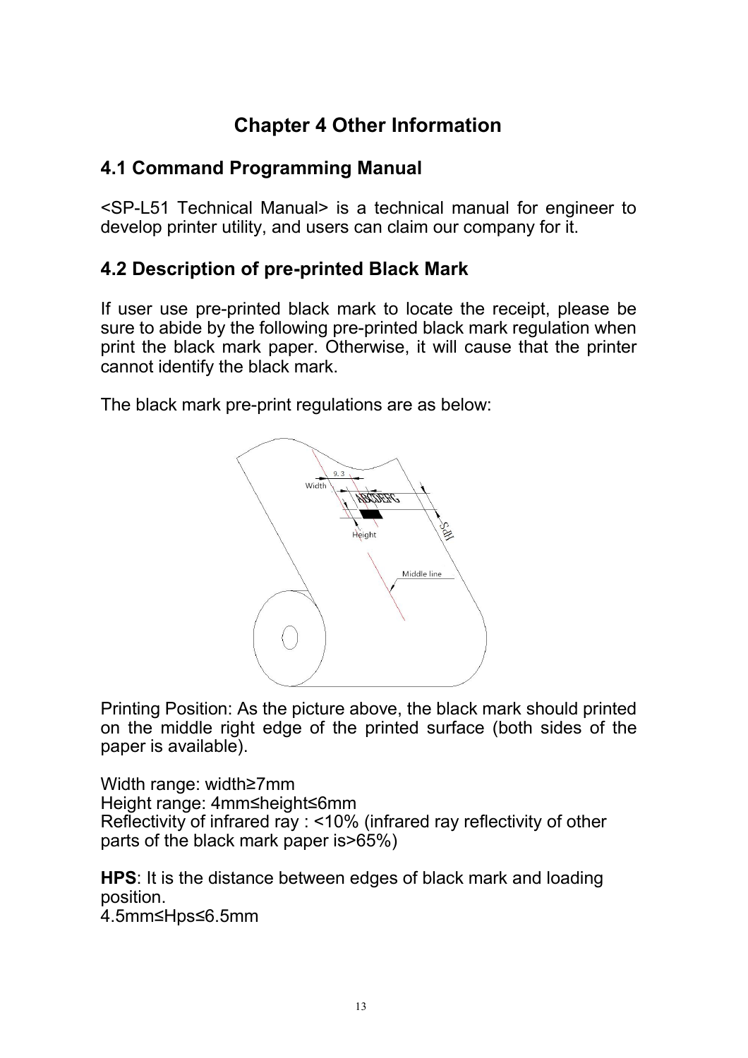# Chapter 4 Other Information

## 4.1 Command Programming Manual

<SP-L51 Technical Manual> is a technical manual for engineer to develop printer utility, and users can claim our company for it.

## 4.2 Description of pre-printed Black Mark

If user use pre-printed black mark to locate the receipt, please be sure to abide by the following pre-printed black mark regulation when print the black mark paper. Otherwise, it will cause that the printer cannot identify the black mark.

The black mark pre-print regulations are as below:

Printing Position: As the picture above, the black mark should printed on the middle right edge of the printed surface (both sides of the paper is available).

Width range: width≥7mm
Height range: 4mm≤height≤6mm
Reflectivity of infrared ray : <10% (infrared ray reflectivity of other parts of the black mark paper is>65%)

**HPS**: It is the distance between edges of black mark and loading position.
4.5mm≤Hps≤6.5mm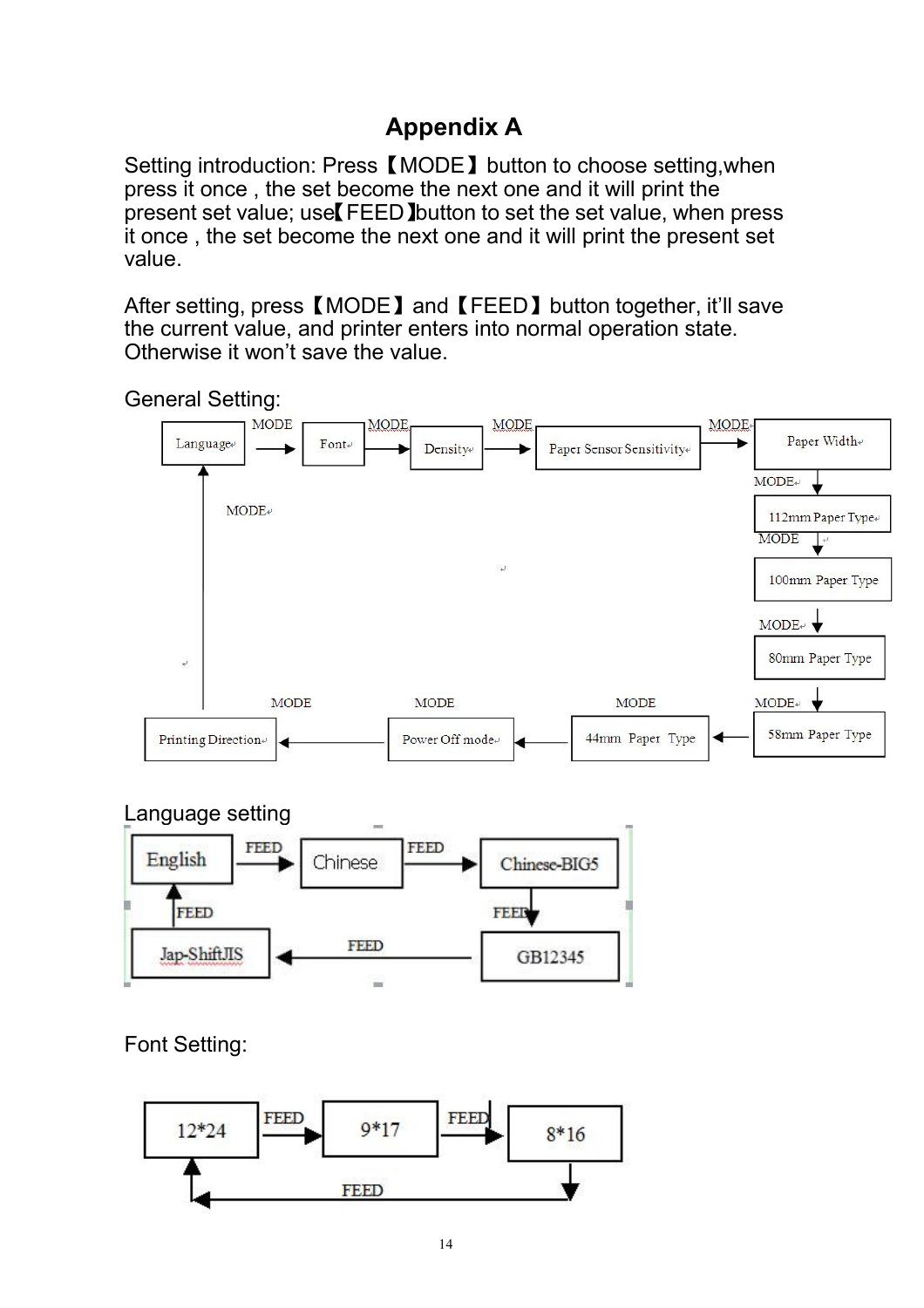# Appendix A

Setting introduction: Press【MODE】button to choose setting,when press it once , the set become the next one and it will print the present set value; use【FEED】button to set the set value, when press it once , the set become the next one and it will print the present set value.

After setting, press【MODE】and【FEED】button together, it'll save the current value, and printer enters into normal operation state. Otherwise it won't save the value.

General Setting:

Language → (MODE) → Font → (MODE) → Density → (MODE) → Paper Sensor Sensitivity → (MODE) → Paper Width → (MODE) → 112mm Paper Type → (MODE) → 100mm Paper Type → (MODE) → 80mm Paper Type → (MODE) → 58mm Paper Type → (MODE) → 44mm Paper Type → (MODE) → Power Off mode → (MODE) → Printing Direction → (MODE) → Language

Language setting

English → (FEED) → Chinese → (FEED) → Chinese-BIG5 → (FEED) → GB12345 → (FEED) → Jap-ShiftJIS → (FEED) → English

Font Setting:

12*24 → (FEED) → 9*17 → (FEED) → 8*16 → (FEED) → 12*24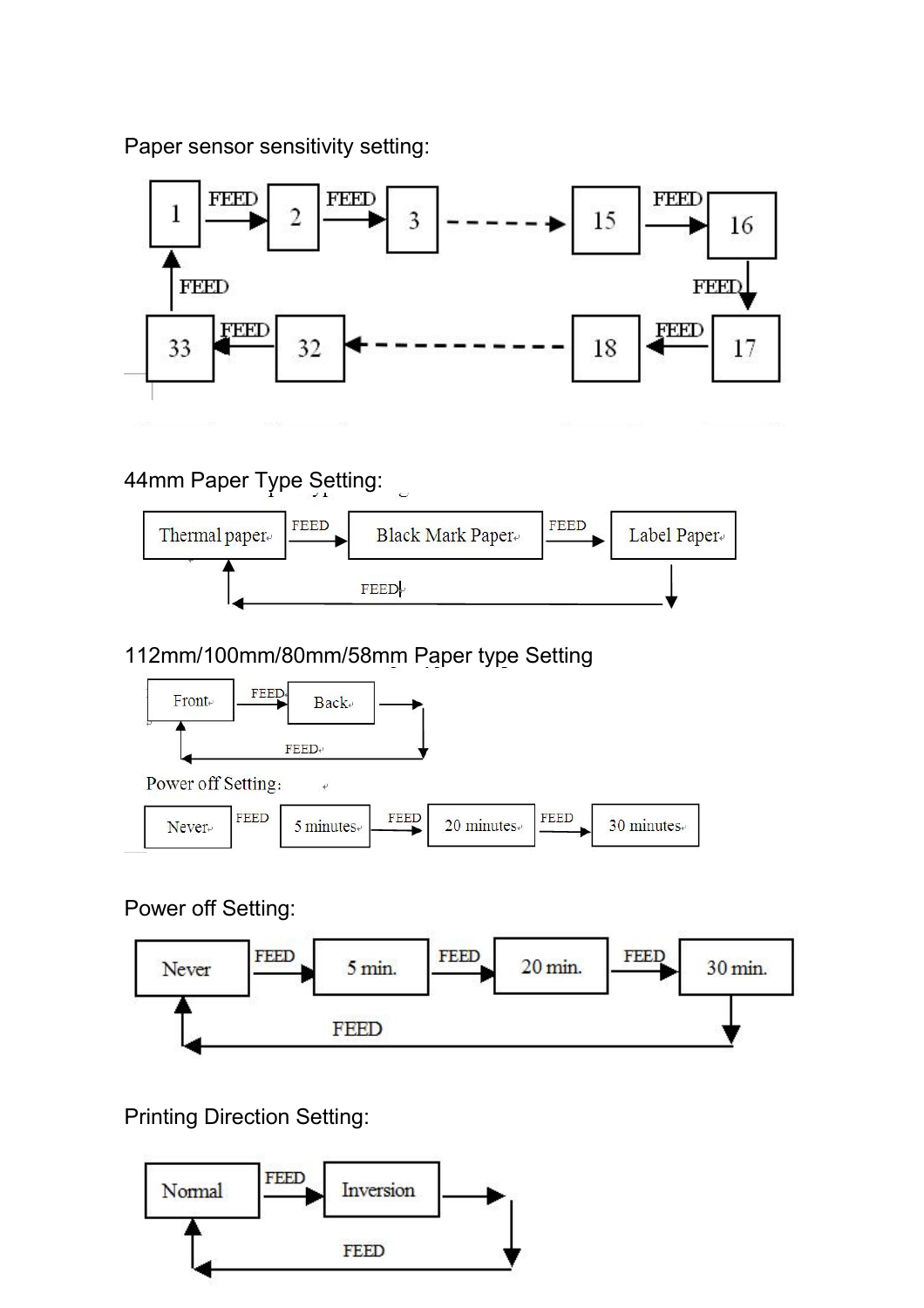Paper sensor sensitivity setting:

1 → FEED → 2 → FEED → 3 → - - - → 15 → FEED → 16 → FEED → 17 → FEED → 18 → - - - → 32 → FEED → 33 → FEED → 1

44mm Paper Type Setting:

Thermal paper → FEED → Black Mark Paper → FEED → Label Paper → FEED → Thermal paper

112mm/100mm/80mm/58mm Paper type Setting

Front → FEED → Back → FEED → Front

Power off Setting:

Never → FEED → 5 minutes → FEED → 20 minutes → FEED → 30 minutes

Power off Setting:

Never → FEED → 5 min. → FEED → 20 min. → FEED → 30 min. → FEED → Never

Printing Direction Setting:

Normal → FEED → Inversion → FEED → Normal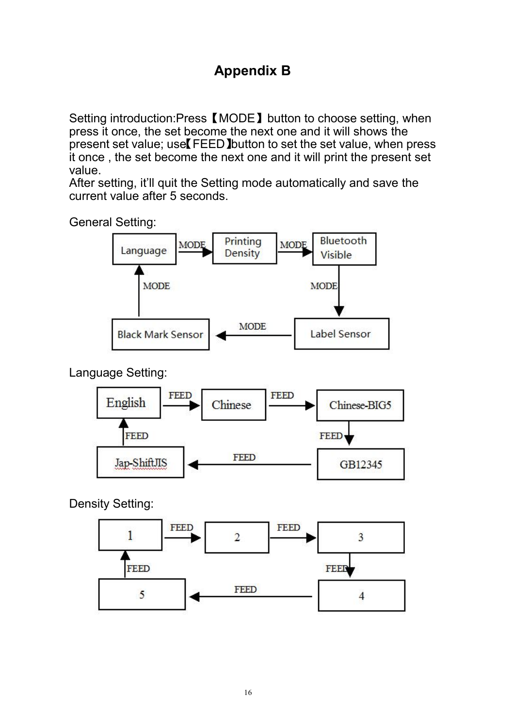# Appendix B

Setting introduction:Press【MODE】button to choose setting, when press it once, the set become the next one and it will shows the present set value; use【FEED】button to set the set value, when press it once , the set become the next one and it will print the present set value.
After setting, it'll quit the Setting mode automatically and save the current value after 5 seconds.

General Setting:

Language → (MODE) → Printing Density → (MODE) → Bluetooth Visible → (MODE) → Label Sensor → (MODE) → Black Mark Sensor → (MODE) → Language

Language Setting:

English → (FEED) → Chinese → (FEED) → Chinese-BIG5 → (FEED) → GB12345 → (FEED) → Jap-ShiftJIS → (FEED) → English

Density Setting:

1 → (FEED) → 2 → (FEED) → 3 → (FEED) → 4 → (FEED) → 5 → (FEED) → 1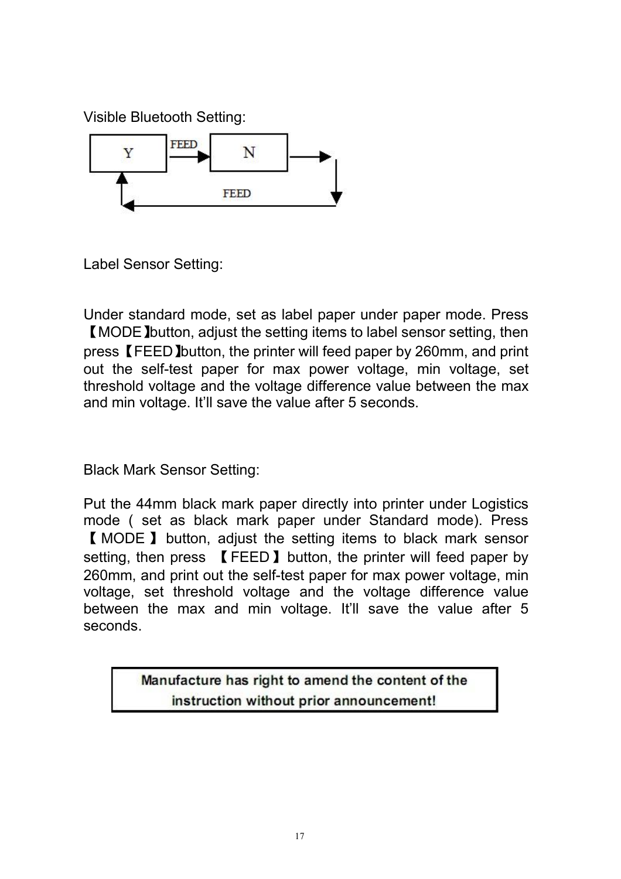Visible Bluetooth Setting:

Y
FEED
N
FEED

Label Sensor Setting:

Under standard mode, set as label paper under paper mode. Press 【MODE】button, adjust the setting items to label sensor setting, then press【FEED】button, the printer will feed paper by 260mm, and print out the self-test paper for max power voltage, min voltage, set threshold voltage and the voltage difference value between the max and min voltage. It'll save the value after 5 seconds.

Black Mark Sensor Setting:

Put the 44mm black mark paper directly into printer under Logistics mode ( set as black mark paper under Standard mode). Press 【MODE】 button, adjust the setting items to black mark sensor setting, then press 【FEED】 button, the printer will feed paper by 260mm, and print out the self-test paper for max power voltage, min voltage, set threshold voltage and the voltage difference value between the max and min voltage. It'll save the value after 5 seconds.

**Manufacture has right to amend the content of the instruction without prior announcement!**